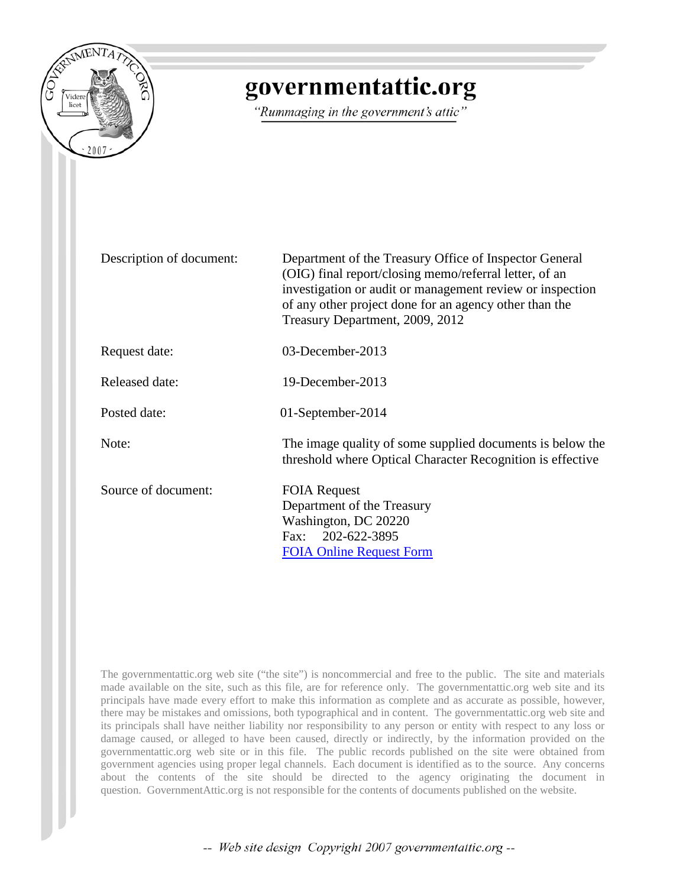# governmentattic.org

*"Rummaging in the government's attic"*

| | |
|---|---|
| Description of document: | Department of the Treasury Office of Inspector General (OIG) final report/closing memo/referral letter, of an investigation or audit or management review or inspection of any other project done for an agency other than the Treasury Department, 2009, 2012 |
| Request date: | 03-December-2013 |
| Released date: | 19-December-2013 |
| Posted date: | 01-September-2014 |
| Note: | The image quality of some supplied documents is below the threshold where Optical Character Recognition is effective |
| Source of document: | FOIA Request<br>Department of the Treasury<br>Washington, DC 20220<br>Fax: 202-622-3895<br>FOIA Online Request Form |

The governmentattic.org web site ("the site") is noncommercial and free to the public. The site and materials made available on the site, such as this file, are for reference only. The governmentattic.org web site and its principals have made every effort to make this information as complete and as accurate as possible, however, there may be mistakes and omissions, both typographical and in content. The governmentattic.org web site and its principals shall have neither liability nor responsibility to any person or entity with respect to any loss or damage caused, or alleged to have been caused, directly or indirectly, by the information provided on the governmentattic.org web site or in this file. The public records published on the site were obtained from government agencies using proper legal channels. Each document is identified as to the source. Any concerns about the contents of the site should be directed to the agency originating the document in question. GovernmentAttic.org is not responsible for the contents of documents published on the website.

-- Web site design Copyright 2007 governmentattic.org --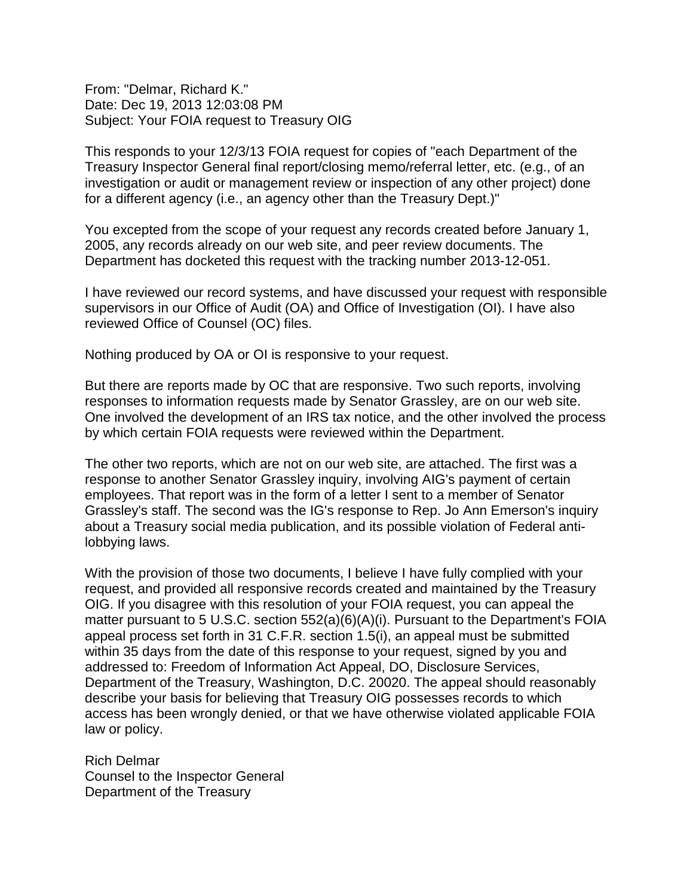From: "Delmar, Richard K."
Date: Dec 19, 2013 12:03:08 PM
Subject: Your FOIA request to Treasury OIG

This responds to your 12/3/13 FOIA request for copies of "each Department of the Treasury Inspector General final report/closing memo/referral letter, etc. (e.g., of an investigation or audit or management review or inspection of any other project) done for a different agency (i.e., an agency other than the Treasury Dept.)"

You excepted from the scope of your request any records created before January 1, 2005, any records already on our web site, and peer review documents. The Department has docketed this request with the tracking number 2013-12-051.

I have reviewed our record systems, and have discussed your request with responsible supervisors in our Office of Audit (OA) and Office of Investigation (OI). I have also reviewed Office of Counsel (OC) files.

Nothing produced by OA or OI is responsive to your request.

But there are reports made by OC that are responsive. Two such reports, involving responses to information requests made by Senator Grassley, are on our web site. One involved the development of an IRS tax notice, and the other involved the process by which certain FOIA requests were reviewed within the Department.

The other two reports, which are not on our web site, are attached. The first was a response to another Senator Grassley inquiry, involving AIG's payment of certain employees. That report was in the form of a letter I sent to a member of Senator Grassley's staff. The second was the IG's response to Rep. Jo Ann Emerson's inquiry about a Treasury social media publication, and its possible violation of Federal anti-lobbying laws.

With the provision of those two documents, I believe I have fully complied with your request, and provided all responsive records created and maintained by the Treasury OIG. If you disagree with this resolution of your FOIA request, you can appeal the matter pursuant to 5 U.S.C. section 552(a)(6)(A)(i). Pursuant to the Department's FOIA appeal process set forth in 31 C.F.R. section 1.5(i), an appeal must be submitted within 35 days from the date of this response to your request, signed by you and addressed to: Freedom of Information Act Appeal, DO, Disclosure Services, Department of the Treasury, Washington, D.C. 20020. The appeal should reasonably describe your basis for believing that Treasury OIG possesses records to which access has been wrongly denied, or that we have otherwise violated applicable FOIA law or policy.

Rich Delmar
Counsel to the Inspector General
Department of the Treasury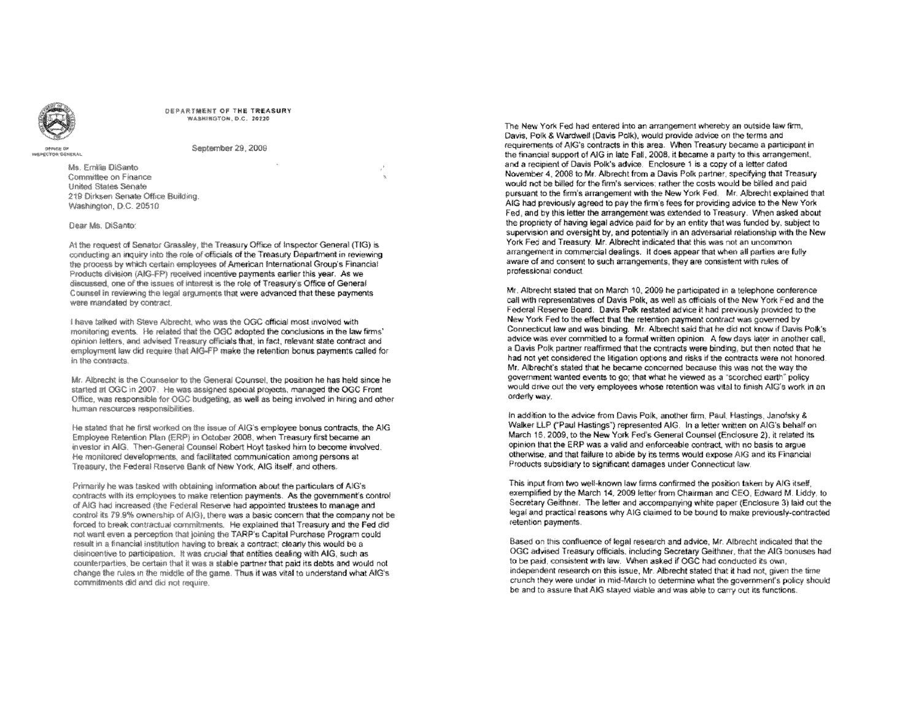DEPARTMENT OF THE TREASURY
WASHINGTON, D.C. 20220

OFFICE OF
INSPECTOR GENERAL

September 29, 2009

Ms. Emilia DiSanto
Committee on Finance
United States Senate
219 Dirksen Senate Office Building
Washington, D.C. 20510

Dear Ms. DiSanto:

At the request of Senator Grassley, the Treasury Office of Inspector General (TIG) is conducting an inquiry into the role of officials of the Treasury Department in reviewing the process by which certain employees of American International Group's Financial Products division (AIG-FP) received incentive payments earlier this year. As we discussed, one of the issues of interest is the role of Treasury's Office of General Counsel in reviewing the legal arguments that were advanced that these payments were mandated by contract.

I have talked with Steve Albrecht, who was the OGC official most involved with monitoring events. He related that the OGC adopted the conclusions in the law firms' opinion letters, and advised Treasury officials that, in fact, relevant state contract and employment law did require that AIG-FP make the retention bonus payments called for in the contracts.

Mr. Albrecht is the Counselor to the General Counsel, the position he has held since he started at OGC in 2007. He was assigned special projects, managed the OGC Front Office, was responsible for OGC budgeting, as well as being involved in hiring and other human resources responsibilities.

He stated that he first worked on the issue of AIG's employee bonus contracts, the AIG Employee Retention Plan (ERP) in October 2008, when Treasury first became an investor in AIG. Then-General Counsel Robert Hoyt tasked him to become involved. He monitored developments, and facilitated communication among persons at Treasury, the Federal Reserve Bank of New York, AIG itself, and others.

Primarily he was tasked with obtaining information about the particulars of AIG's contracts with its employees to make retention payments. As the government's control of AIG had increased (the Federal Reserve had appointed trustees to manage and control its 79.9% ownership of AIG), there was a basic concern that the company not be forced to break contractual commitments. He explained that Treasury and the Fed did not want even a perception that joining the TARP's Capital Purchase Program could result in a financial institution having to break a contract; clearly this would be a disincentive to participation. It was crucial that entities dealing with AIG, such as counterparties, be certain that it was a stable partner that paid its debts and would not change the rules in the middle of the game. Thus it was vital to understand what AIG's commitments did and did not require.

The New York Fed had entered into an arrangement whereby an outside law firm, Davis, Polk & Wardwell (Davis Polk), would provide advice on the terms and requirements of AIG's contracts in this area. When Treasury became a participant in the financial support of AIG in late Fall, 2008, it became a party to this arrangement, and a recipient of Davis Polk's advice. Enclosure 1 is a copy of a letter dated November 4, 2008 to Mr. Albrecht from a Davis Polk partner, specifying that Treasury would not be billed for the firm's services; rather the costs would be billed and paid pursuant to the firm's arrangement with the New York Fed. Mr. Albrecht explained that AIG had previously agreed to pay the firm's fees for providing advice to the New York Fed, and by this letter the arrangement was extended to Treasury. When asked about the propriety of having legal advice paid for by an entity that was funded by, subject to supervision and oversight by, and potentially in an adversarial relationship with the New York Fed and Treasury, Mr. Albrecht indicated that this was not an uncommon arrangement in commercial dealings. It does appear that when all parties are fully aware of and consent to such arrangements, they are consistent with rules of professional conduct.

Mr. Albrecht stated that on March 10, 2009 he participated in a telephone conference call with representatives of Davis Polk, as well as officials of the New York Fed and the Federal Reserve Board. Davis Polk restated advice it had previously provided to the New York Fed to the effect that the retention payment contract was governed by Connecticut law and was binding. Mr. Albrecht said that he did not know if Davis Polk's advice was ever committed to a formal written opinion. A few days later in another call, a Davis Polk partner reaffirmed that the contracts were binding, but then noted that he had not yet considered the litigation options and risks if the contracts were not honored. Mr. Albrecht's stated that he became concerned because this was not the way the government wanted events to go; that what he viewed as a "scorched earth" policy would drive out the very employees whose retention was vital to finish AIG's work in an orderly way.

In addition to the advice from Davis Polk, another firm, Paul, Hastings, Janofsky & Walker LLP ("Paul Hastings") represented AIG. In a letter written on AIG's behalf on March 15, 2009, to the New York Fed's General Counsel (Enclosure 2), it related its opinion that the ERP was a valid and enforceable contract, with no basis to argue otherwise, and that failure to abide by its terms would expose AIG and its Financial Products subsidiary to significant damages under Connecticut law.

This input from two well-known law firms confirmed the position taken by AIG itself, exemplified by the March 14, 2009 letter from Chairman and CEO, Edward M. Liddy, to Secretary Geithner. The letter and accompanying white paper (Enclosure 3) laid out the legal and practical reasons why AIG claimed to be bound to make previously-contracted retention payments.

Based on this confluence of legal research and advice, Mr. Albrecht indicated that the OGC advised Treasury officials, including Secretary Geithner, that the AIG bonuses had to be paid, consistent with law. When asked if OGC had conducted its own, independent research on this issue, Mr. Albrecht stated that it had not, given the time crunch they were under in mid-March to determine what the government's policy should be and to assure that AIG stayed viable and was able to carry out its functions.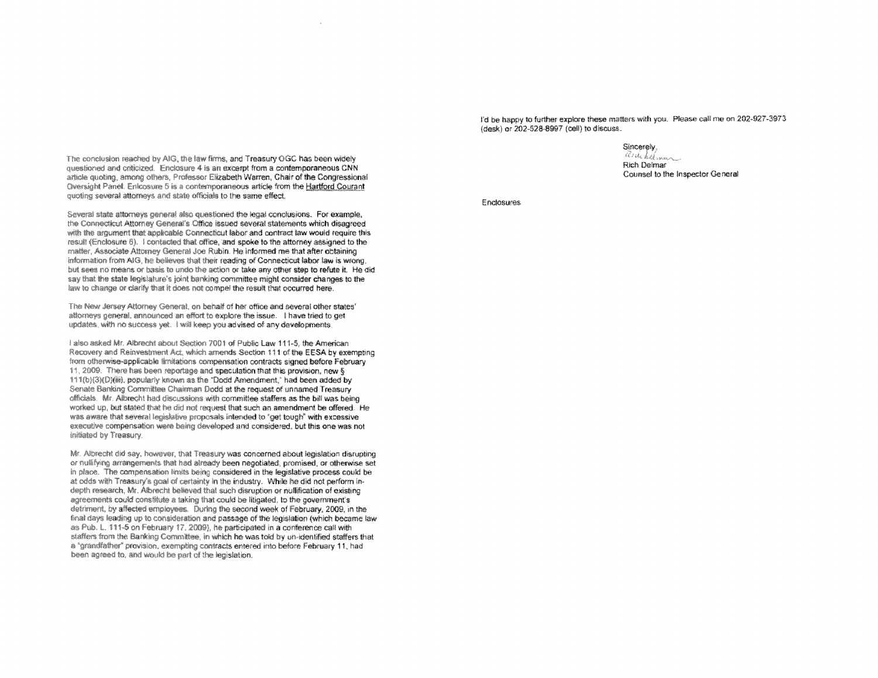The conclusion reached by AIG, the law firms, and Treasury OGC has been widely questioned and criticized. Enclosure 4 is an excerpt from a contemporaneous CNN article quoting, among others, Professor Elizabeth Warren, Chair of the Congressional Oversight Panel. Enlcosure 5 is a contemporaneous article from the Hartford Courant quoting several attorneys and state officials to the same effect.

Several state attorneys general also questioned the legal conclusions. For example, the Connecticut Attorney General's Office issued several statements which disagreed with the argument that applicable Connecticut labor and contract law would require this result (Enclosure 6). I contacted that office, and spoke to the attorney assigned to the matter, Associate Attorney General Joe Rubin. He informed me that after obtaining information from AIG, he believes that their reading of Connecticut labor law is wrong, but sees no means or basis to undo the action or take any other step to refute it. He did say that the state legislature's joint banking committee might consider changes to the law to change or clarify that it does not compel the result that occurred here.

The New Jersey Attorney General, on behalf of her office and several other states' attorneys general, announced an effort to explore the issue. I have tried to get updates, with no success yet. I will keep you advised of any developments.

I also asked Mr. Albrecht about Section 7001 of Public Law 111-5, the American Recovery and Reinvestment Act, which amends Section 111 of the EESA by exempting from otherwise-applicable limitations compensation contracts signed before February 11, 2009. There has been reportage and speculation that this provision, new § 111(b)(3)(D)(iii), popularly known as the "Dodd Amendment," had been added by Senate Banking Committee Chairman Dodd at the request of unnamed Treasury officials. Mr. Albrecht had discussions with committee staffers as the bill was being worked up, but stated that he did not request that such an amendment be offered. He was aware that several legislative proposals intended to "get tough" with excessive executive compensation were being developed and considered, but this one was not initiated by Treasury.

Mr. Albrecht did say, however, that Treasury was concerned about legislation disrupting or nullifying arrangements that had already been negotiated, promised, or otherwise set in place. The compensation limits being considered in the legislative process could be at odds with Treasury's goal of certainty in the industry. While he did not perform in-depth research, Mr. Albrecht believed that such disruption or nullification of existing agreements could constitute a taking that could be litigated, to the government's detriment, by affected employees. During the second week of February, 2009, in the final days leading up to consideration and passage of the legislation (which became law as Pub. L. 111-5 on February 17, 2009), he participated in a conference call with staffers from the Banking Committee, in which he was told by un-identified staffers that a "grandfather" provision, exempting contracts entered into before February 11, had been agreed to, and would be part of the legislation.

I'd be happy to further explore these matters with you. Please call me on 202-927-3973 (desk) or 202-528-8997 (cell) to discuss.

Sincerely,

Rich Delmar
Counsel to the Inspector General

Enclosures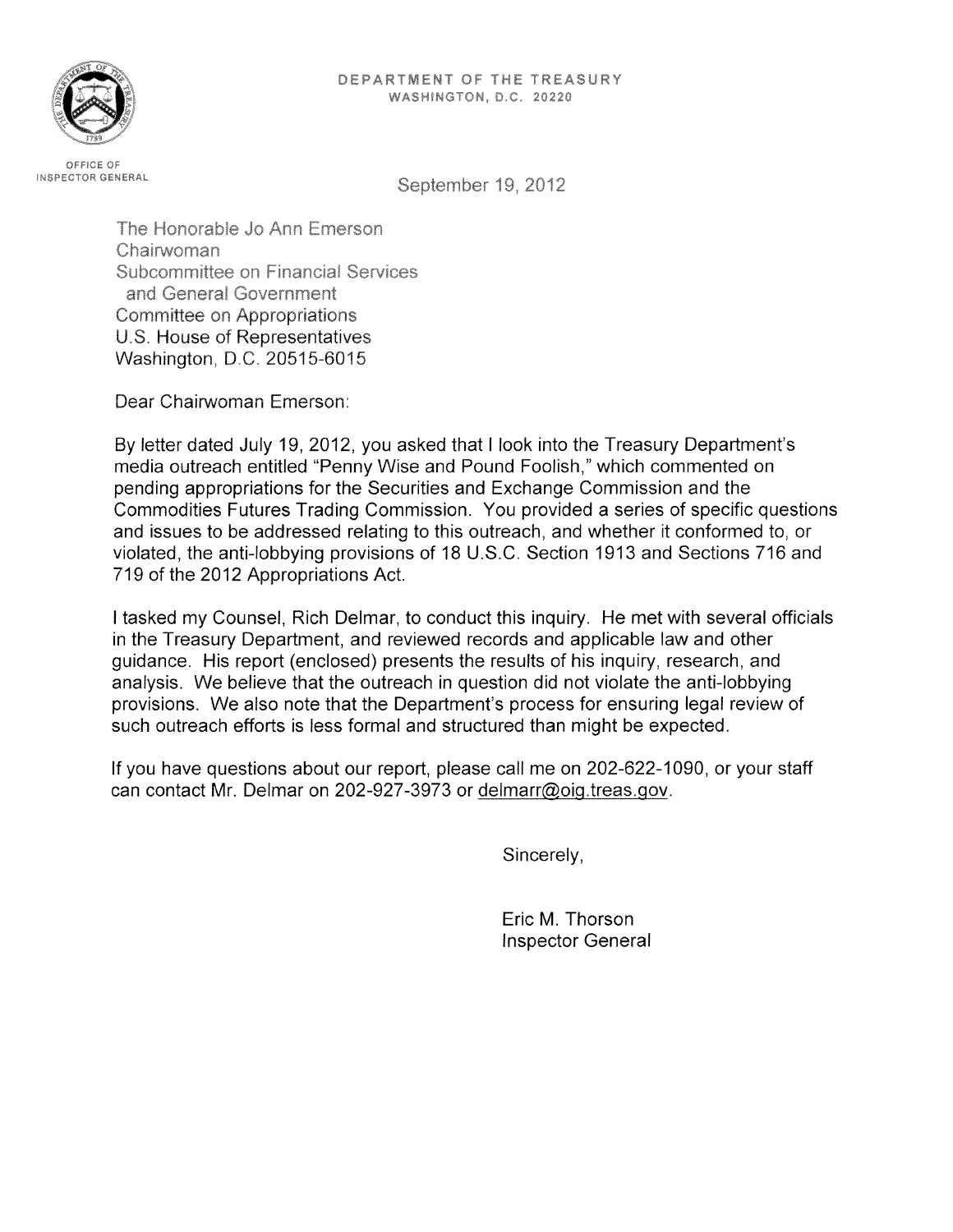DEPARTMENT OF THE TREASURY
WASHINGTON, D.C. 20220

OFFICE OF
INSPECTOR GENERAL

September 19, 2012

The Honorable Jo Ann Emerson
Chairwoman
Subcommittee on Financial Services
and General Government
Committee on Appropriations
U.S. House of Representatives
Washington, D.C. 20515-6015

Dear Chairwoman Emerson:

By letter dated July 19, 2012, you asked that I look into the Treasury Department's media outreach entitled "Penny Wise and Pound Foolish," which commented on pending appropriations for the Securities and Exchange Commission and the Commodities Futures Trading Commission. You provided a series of specific questions and issues to be addressed relating to this outreach, and whether it conformed to, or violated, the anti-lobbying provisions of 18 U.S.C. Section 1913 and Sections 716 and 719 of the 2012 Appropriations Act.

I tasked my Counsel, Rich Delmar, to conduct this inquiry. He met with several officials in the Treasury Department, and reviewed records and applicable law and other guidance. His report (enclosed) presents the results of his inquiry, research, and analysis. We believe that the outreach in question did not violate the anti-lobbying provisions. We also note that the Department's process for ensuring legal review of such outreach efforts is less formal and structured than might be expected.

If you have questions about our report, please call me on 202-622-1090, or your staff can contact Mr. Delmar on 202-927-3973 or delmarr@oig.treas.gov.

Sincerely,

Eric M. Thorson
Inspector General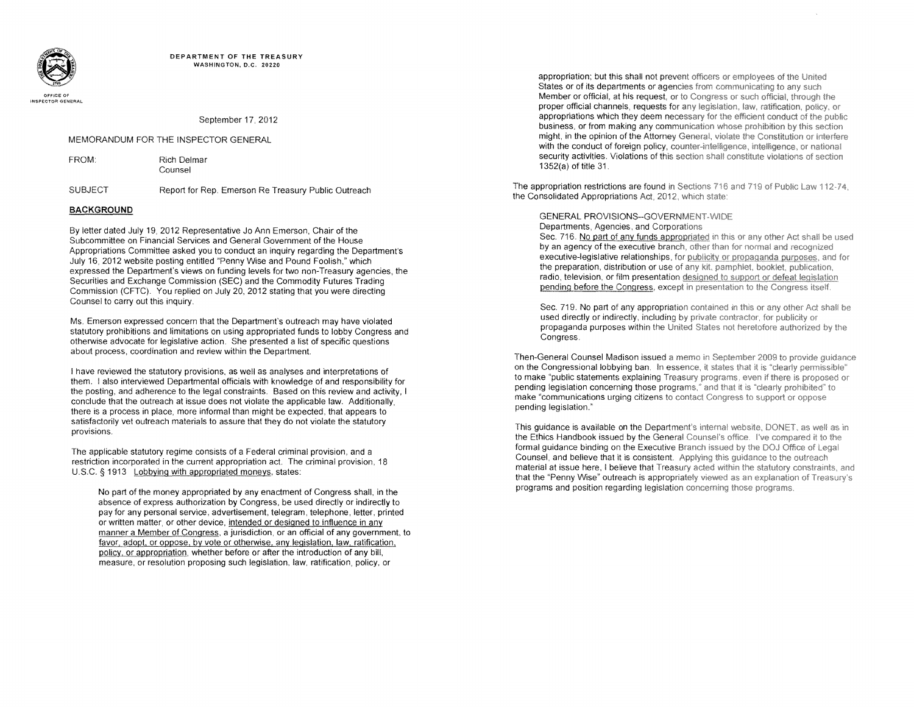DEPARTMENT OF THE TREASURY
WASHINGTON, D.C. 20220

OFFICE OF INSPECTOR GENERAL

September 17, 2012

MEMORANDUM FOR THE INSPECTOR GENERAL

FROM: Rich Delmar
Counsel

SUBJECT Report for Rep. Emerson Re Treasury Public Outreach

## BACKGROUND

By letter dated July 19, 2012 Representative Jo Ann Emerson, Chair of the Subcommittee on Financial Services and General Government of the House Appropriations Committee asked you to conduct an inquiry regarding the Department's July 16, 2012 website posting entitled "Penny Wise and Pound Foolish," which expressed the Department's views on funding levels for two non-Treasury agencies, the Securities and Exchange Commission (SEC) and the Commodity Futures Trading Commission (CFTC). You replied on July 20, 2012 stating that you were directing Counsel to carry out this inquiry.

Ms. Emerson expressed concern that the Department's outreach may have violated statutory prohibitions and limitations on using appropriated funds to lobby Congress and otherwise advocate for legislative action. She presented a list of specific questions about process, coordination and review within the Department.

I have reviewed the statutory provisions, as well as analyses and interpretations of them. I also interviewed Departmental officials with knowledge of and responsibility for the posting, and adherence to the legal constraints. Based on this review and activity, I conclude that the outreach at issue does not violate the applicable law. Additionally, there is a process in place, more informal than might be expected, that appears to satisfactorily vet outreach materials to assure that they do not violate the statutory provisions.

The applicable statutory regime consists of a Federal criminal provision, and a restriction incorporated in the current appropriation act. The criminal provision, 18 U.S.C. § 1913 Lobbying with appropriated moneys, states:

> No part of the money appropriated by any enactment of Congress shall, in the absence of express authorization by Congress, be used directly or indirectly to pay for any personal service, advertisement, telegram, telephone, letter, printed or written matter, or other device, intended or designed to influence in any manner a Member of Congress, a jurisdiction, or an official of any government, to favor, adopt, or oppose, by vote or otherwise, any legislation, law, ratification, policy, or appropriation, whether before or after the introduction of any bill, measure, or resolution proposing such legislation, law, ratification, policy, or appropriation; but this shall not prevent officers or employees of the United States or of its departments or agencies from communicating to any such Member or official, at his request, or to Congress or such official, through the proper official channels, requests for any legislation, law, ratification, policy, or appropriations which they deem necessary for the efficient conduct of the public business, or from making any communication whose prohibition by this section might, in the opinion of the Attorney General, violate the Constitution or interfere with the conduct of foreign policy, counter-intelligence, intelligence, or national security activities. Violations of this section shall constitute violations of section 1352(a) of title 31.

The appropriation restrictions are found in Sections 716 and 719 of Public Law 112-74, the Consolidated Appropriations Act, 2012, which state:

> GENERAL PROVISIONS--GOVERNMENT-WIDE
> Departments, Agencies, and Corporations
> Sec. 716. No part of any funds appropriated in this or any other Act shall be used by an agency of the executive branch, other than for normal and recognized executive-legislative relationships, for publicity or propaganda purposes, and for the preparation, distribution or use of any kit, pamphlet, booklet, publication, radio, television, or film presentation designed to support or defeat legislation pending before the Congress, except in presentation to the Congress itself.
>
> Sec. 719. No part of any appropriation contained in this or any other Act shall be used directly or indirectly, including by private contractor, for publicity or propaganda purposes within the United States not heretofore authorized by the Congress.

Then-General Counsel Madison issued a memo in September 2009 to provide guidance on the Congressional lobbying ban. In essence, it states that it is "clearly permissible" to make "public statements explaining Treasury programs, even if there is proposed or pending legislation concerning those programs," and that it is "clearly prohibited" to make "communications urging citizens to contact Congress to support or oppose pending legislation."

This guidance is available on the Department's internal website, DONET, as well as in the Ethics Handbook issued by the General Counsel's office. I've compared it to the formal guidance binding on the Executive Branch issued by the DOJ Office of Legal Counsel, and believe that it is consistent. Applying this guidance to the outreach material at issue here, I believe that Treasury acted within the statutory constraints, and that the "Penny Wise" outreach is appropriately viewed as an explanation of Treasury's programs and position regarding legislation concerning those programs.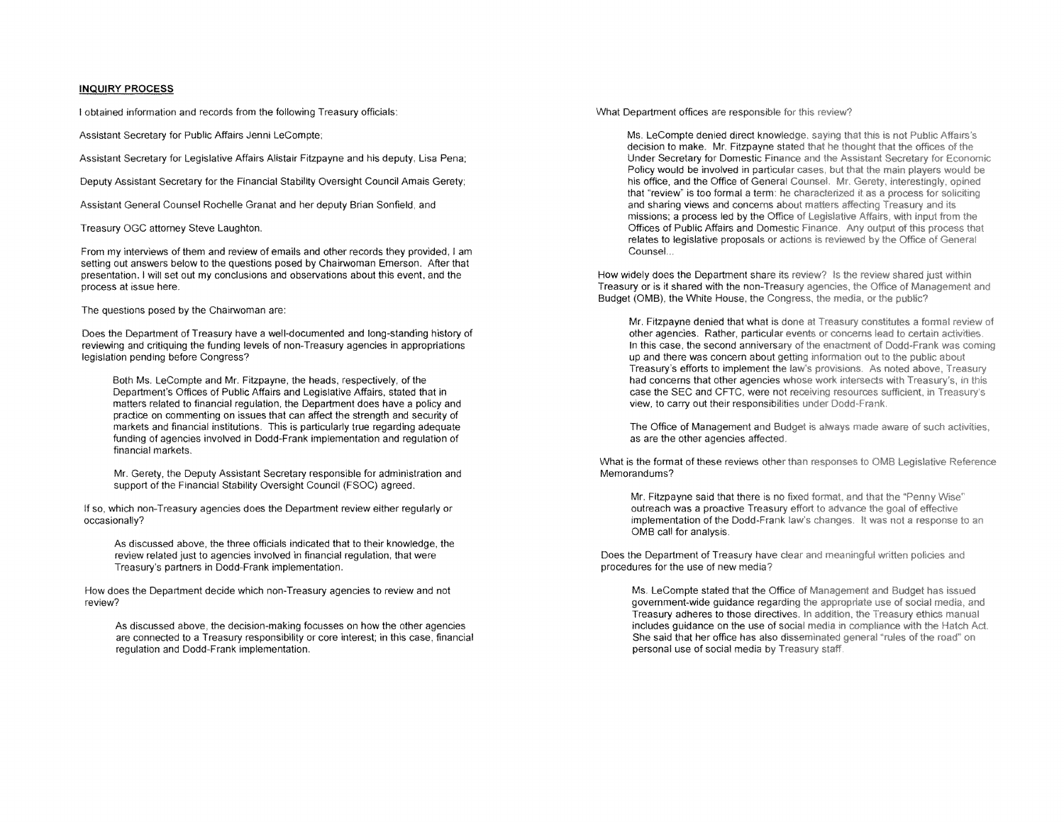**INQUIRY PROCESS**

I obtained information and records from the following Treasury officials:

Assistant Secretary for Public Affairs Jenni LeCompte;

Assistant Secretary for Legislative Affairs Alistair Fitzpayne and his deputy, Lisa Pena;

Deputy Assistant Secretary for the Financial Stability Oversight Council Amais Gerety;

Assistant General Counsel Rochelle Granat and her deputy Brian Sonfield, and

Treasury OGC attorney Steve Laughton.

From my interviews of them and review of emails and other records they provided, I am setting out answers below to the questions posed by Chairwoman Emerson. After that presentation, I will set out my conclusions and observations about this event, and the process at issue here.

The questions posed by the Chairwoman are:

Does the Department of Treasury have a well-documented and long-standing history of reviewing and critiquing the funding levels of non-Treasury agencies in appropriations legislation pending before Congress?

> Both Ms. LeCompte and Mr. Fitzpayne, the heads, respectively, of the Department's Offices of Public Affairs and Legislative Affairs, stated that in matters related to financial regulation, the Department does have a policy and practice on commenting on issues that can affect the strength and security of markets and financial institutions. This is particularly true regarding adequate funding of agencies involved in Dodd-Frank implementation and regulation of financial markets.
>
> Mr. Gerety, the Deputy Assistant Secretary responsible for administration and support of the Financial Stability Oversight Council (FSOC) agreed.

If so, which non-Treasury agencies does the Department review either regularly or occasionally?

> As discussed above, the three officials indicated that to their knowledge, the review related just to agencies involved in financial regulation, that were Treasury's partners in Dodd-Frank implementation.

How does the Department decide which non-Treasury agencies to review and not review?

> As discussed above, the decision-making focusses on how the other agencies are connected to a Treasury responsibility or core interest; in this case, financial regulation and Dodd-Frank implementation.

What Department offices are responsible for this review?

> Ms. LeCompte denied direct knowledge, saying that this is not Public Affairs's decision to make. Mr. Fitzpayne stated that he thought that the offices of the Under Secretary for Domestic Finance and the Assistant Secretary for Economic Policy would be involved in particular cases, but that the main players would be his office, and the Office of General Counsel. Mr. Gerety, interestingly, opined that "review" is too formal a term: he characterized it as a process for soliciting and sharing views and concerns about matters affecting Treasury and its missions; a process led by the Office of Legislative Affairs, with input from the Offices of Public Affairs and Domestic Finance. Any output of this process that relates to legislative proposals or actions is reviewed by the Office of General Counsel...

How widely does the Department share its review? Is the review shared just within Treasury or is it shared with the non-Treasury agencies, the Office of Management and Budget (OMB), the White House, the Congress, the media, or the public?

> Mr. Fitzpayne denied that what is done at Treasury constitutes a formal review of other agencies. Rather, particular events or concerns lead to certain activities. In this case, the second anniversary of the enactment of Dodd-Frank was coming up and there was concern about getting information out to the public about Treasury's efforts to implement the law's provisions. As noted above, Treasury had concerns that other agencies whose work intersects with Treasury's, in this case the SEC and CFTC, were not receiving resources sufficient, in Treasury's view, to carry out their responsibilities under Dodd-Frank.
>
> The Office of Management and Budget is always made aware of such activities, as are the other agencies affected.

What is the format of these reviews other than responses to OMB Legislative Reference Memorandums?

> Mr. Fitzpayne said that there is no fixed format, and that the "Penny Wise" outreach was a proactive Treasury effort to advance the goal of effective implementation of the Dodd-Frank law's changes. It was not a response to an OMB call for analysis.

Does the Department of Treasury have clear and meaningful written policies and procedures for the use of new media?

> Ms. LeCompte stated that the Office of Management and Budget has issued government-wide guidance regarding the appropriate use of social media, and Treasury adheres to those directives. In addition, the Treasury ethics manual includes guidance on the use of social media in compliance with the Hatch Act. She said that her office has also disseminated general "rules of the road" on personal use of social media by Treasury staff.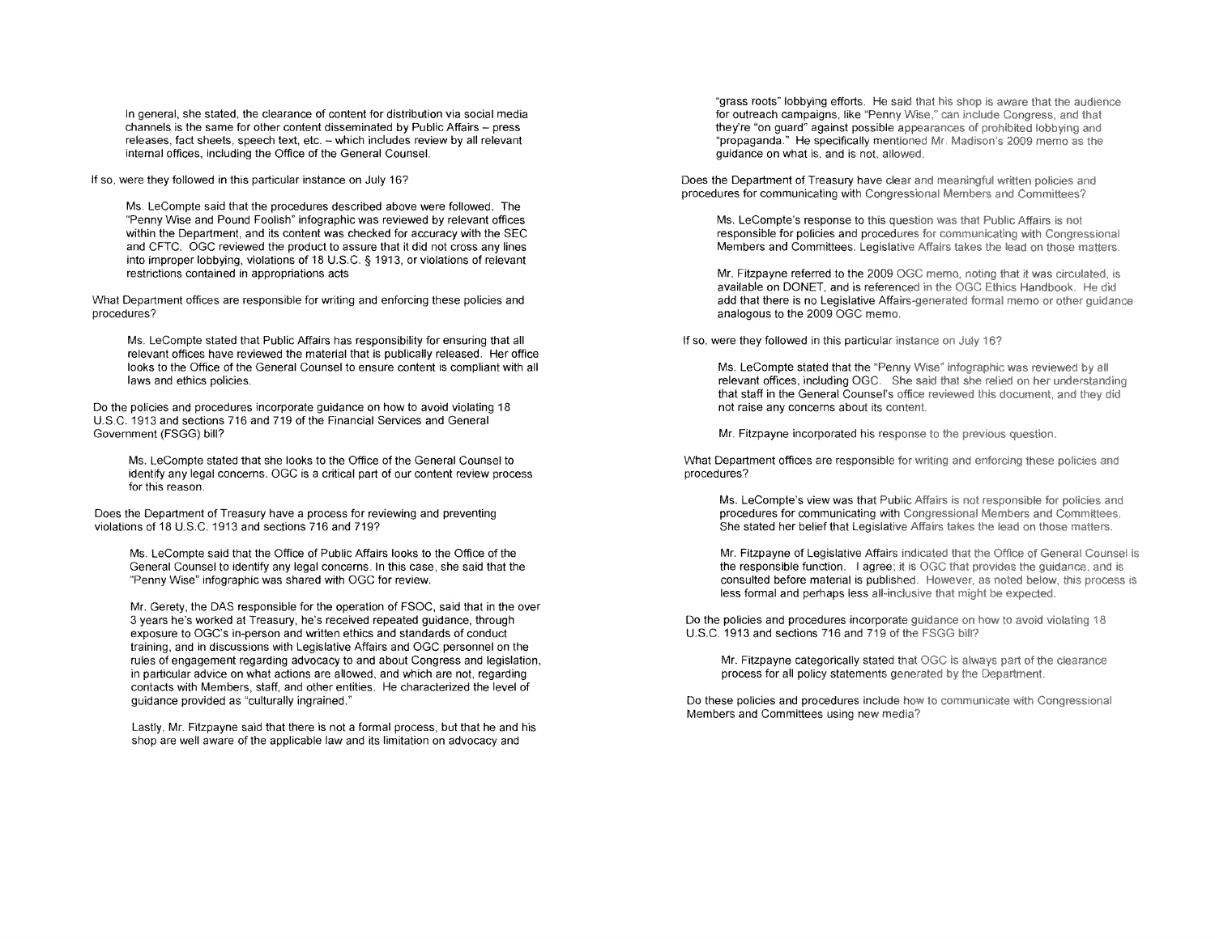In general, she stated, the clearance of content for distribution via social media channels is the same for other content disseminated by Public Affairs – press releases, fact sheets, speech text, etc. – which includes review by all relevant internal offices, including the Office of the General Counsel.

If so, were they followed in this particular instance on July 16?

Ms. LeCompte said that the procedures described above were followed. The "Penny Wise and Pound Foolish" infographic was reviewed by relevant offices within the Department, and its content was checked for accuracy with the SEC and CFTC. OGC reviewed the product to assure that it did not cross any lines into improper lobbying, violations of 18 U.S.C. § 1913, or violations of relevant restrictions contained in appropriations acts

What Department offices are responsible for writing and enforcing these policies and procedures?

Ms. LeCompte stated that Public Affairs has responsibility for ensuring that all relevant offices have reviewed the material that is publically released. Her office looks to the Office of the General Counsel to ensure content is compliant with all laws and ethics policies.

Do the policies and procedures incorporate guidance on how to avoid violating 18 U.S.C. 1913 and sections 716 and 719 of the Financial Services and General Government (FSGG) bill?

Ms. LeCompte stated that she looks to the Office of the General Counsel to identify any legal concerns. OGC is a critical part of our content review process for this reason.

Does the Department of Treasury have a process for reviewing and preventing violations of 18 U.S.C. 1913 and sections 716 and 719?

Ms. LeCompte said that the Office of Public Affairs looks to the Office of the General Counsel to identify any legal concerns. In this case, she said that the "Penny Wise" infographic was shared with OGC for review.

Mr. Gerety, the DAS responsible for the operation of FSOC, said that in the over 3 years he's worked at Treasury, he's received repeated guidance, through exposure to OGC's in-person and written ethics and standards of conduct training, and in discussions with Legislative Affairs and OGC personnel on the rules of engagement regarding advocacy to and about Congress and legislation, in particular advice on what actions are allowed, and which are not, regarding contacts with Members, staff, and other entities. He characterized the level of guidance provided as "culturally ingrained."

Lastly, Mr. Fitzpayne said that there is not a formal process, but that he and his shop are well aware of the applicable law and its limitation on advocacy and "grass roots" lobbying efforts. He said that his shop is aware that the audience for outreach campaigns, like "Penny Wise," can include Congress, and that they're "on guard" against possible appearances of prohibited lobbying and "propaganda." He specifically mentioned Mr. Madison's 2009 memo as the guidance on what is, and is not, allowed.

Does the Department of Treasury have clear and meaningful written policies and procedures for communicating with Congressional Members and Committees?

Ms. LeCompte's response to this question was that Public Affairs is not responsible for policies and procedures for communicating with Congressional Members and Committees. Legislative Affairs takes the lead on those matters.

Mr. Fitzpayne referred to the 2009 OGC memo, noting that it was circulated, is available on DONET, and is referenced in the OGC Ethics Handbook. He did add that there is no Legislative Affairs-generated formal memo or other guidance analogous to the 2009 OGC memo.

If so, were they followed in this particular instance on July 16?

Ms. LeCompte stated that the "Penny Wise" infographic was reviewed by all relevant offices, including OGC. She said that she relied on her understanding that staff in the General Counsel's office reviewed this document, and they did not raise any concerns about its content.

Mr. Fitzpayne incorporated his response to the previous question.

What Department offices are responsible for writing and enforcing these policies and procedures?

Ms. LeCompte's view was that Public Affairs is not responsible for policies and procedures for communicating with Congressional Members and Committees. She stated her belief that Legislative Affairs takes the lead on those matters.

Mr. Fitzpayne of Legislative Affairs indicated that the Office of General Counsel is the responsible function. I agree; it is OGC that provides the guidance, and is consulted before material is published. However, as noted below, this process is less formal and perhaps less all-inclusive that might be expected.

Do the policies and procedures incorporate guidance on how to avoid violating 18 U.S.C. 1913 and sections 716 and 719 of the FSGG bill?

Mr. Fitzpayne categorically stated that OGC is always part of the clearance process for all policy statements generated by the Department.

Do these policies and procedures include how to communicate with Congressional Members and Committees using new media?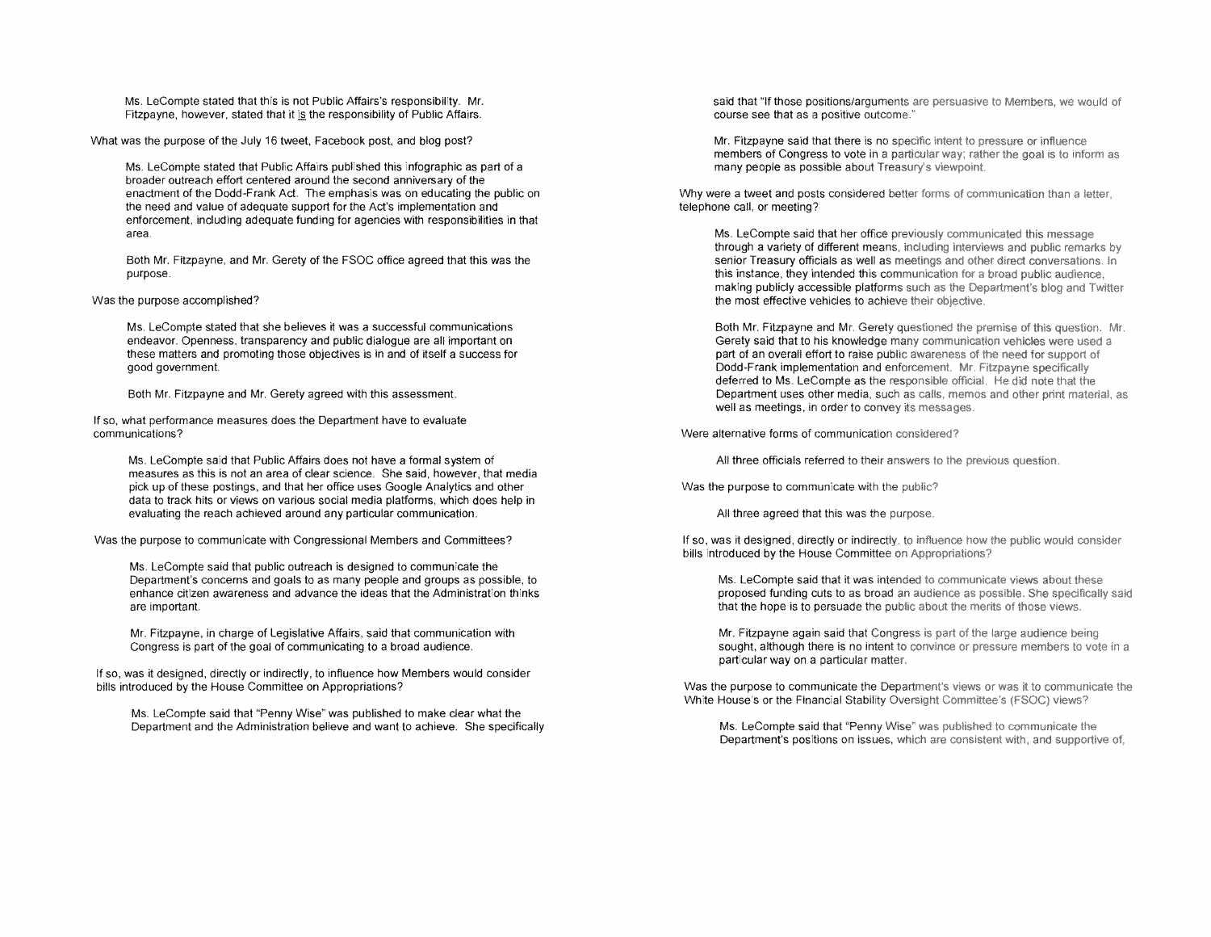Ms. LeCompte stated that this is not Public Affairs's responsibility. Mr. Fitzpayne, however, stated that it is the responsibility of Public Affairs.

What was the purpose of the July 16 tweet, Facebook post, and blog post?

Ms. LeCompte stated that Public Affairs published this infographic as part of a broader outreach effort centered around the second anniversary of the enactment of the Dodd-Frank Act. The emphasis was on educating the public on the need and value of adequate support for the Act's implementation and enforcement, including adequate funding for agencies with responsibilities in that area.

Both Mr. Fitzpayne, and Mr. Gerety of the FSOC office agreed that this was the purpose.

Was the purpose accomplished?

Ms. LeCompte stated that she believes it was a successful communications endeavor. Openness, transparency and public dialogue are all important on these matters and promoting those objectives is in and of itself a success for good government.

Both Mr. Fitzpayne and Mr. Gerety agreed with this assessment.

If so, what performance measures does the Department have to evaluate communications?

Ms. LeCompte said that Public Affairs does not have a formal system of measures as this is not an area of clear science. She said, however, that media pick up of these postings, and that her office uses Google Analytics and other data to track hits or views on various social media platforms, which does help in evaluating the reach achieved around any particular communication.

Was the purpose to communicate with Congressional Members and Committees?

Ms. LeCompte said that public outreach is designed to communicate the Department's concerns and goals to as many people and groups as possible, to enhance citizen awareness and advance the ideas that the Administration thinks are important.

Mr. Fitzpayne, in charge of Legislative Affairs, said that communication with Congress is part of the goal of communicating to a broad audience.

If so, was it designed, directly or indirectly, to influence how Members would consider bills introduced by the House Committee on Appropriations?

Ms. LeCompte said that "Penny Wise" was published to make clear what the Department and the Administration believe and want to achieve. She specifically said that "If those positions/arguments are persuasive to Members, we would of course see that as a positive outcome."

Mr. Fitzpayne said that there is no specific intent to pressure or influence members of Congress to vote in a particular way; rather the goal is to inform as many people as possible about Treasury's viewpoint.

Why were a tweet and posts considered better forms of communication than a letter, telephone call, or meeting?

Ms. LeCompte said that her office previously communicated this message through a variety of different means, including interviews and public remarks by senior Treasury officials as well as meetings and other direct conversations. In this instance, they intended this communication for a broad public audience, making publicly accessible platforms such as the Department's blog and Twitter the most effective vehicles to achieve their objective.

Both Mr. Fitzpayne and Mr. Gerety questioned the premise of this question. Mr. Gerety said that to his knowledge many communication vehicles were used a part of an overall effort to raise public awareness of the need for support of Dodd-Frank implementation and enforcement. Mr. Fitzpayne specifically deferred to Ms. LeCompte as the responsible official. He did note that the Department uses other media, such as calls, memos and other print material, as well as meetings, in order to convey its messages.

Were alternative forms of communication considered?

All three officials referred to their answers to the previous question.

Was the purpose to communicate with the public?

All three agreed that this was the purpose.

If so, was it designed, directly or indirectly, to influence how the public would consider bills introduced by the House Committee on Appropriations?

Ms. LeCompte said that it was intended to communicate views about these proposed funding cuts to as broad an audience as possible. She specifically said that the hope is to persuade the public about the merits of those views.

Mr. Fitzpayne again said that Congress is part of the large audience being sought, although there is no intent to convince or pressure members to vote in a particular way on a particular matter.

Was the purpose to communicate the Department's views or was it to communicate the White House's or the Financial Stability Oversight Committee's (FSOC) views?

Ms. LeCompte said that "Penny Wise" was published to communicate the Department's positions on issues, which are consistent with, and supportive of,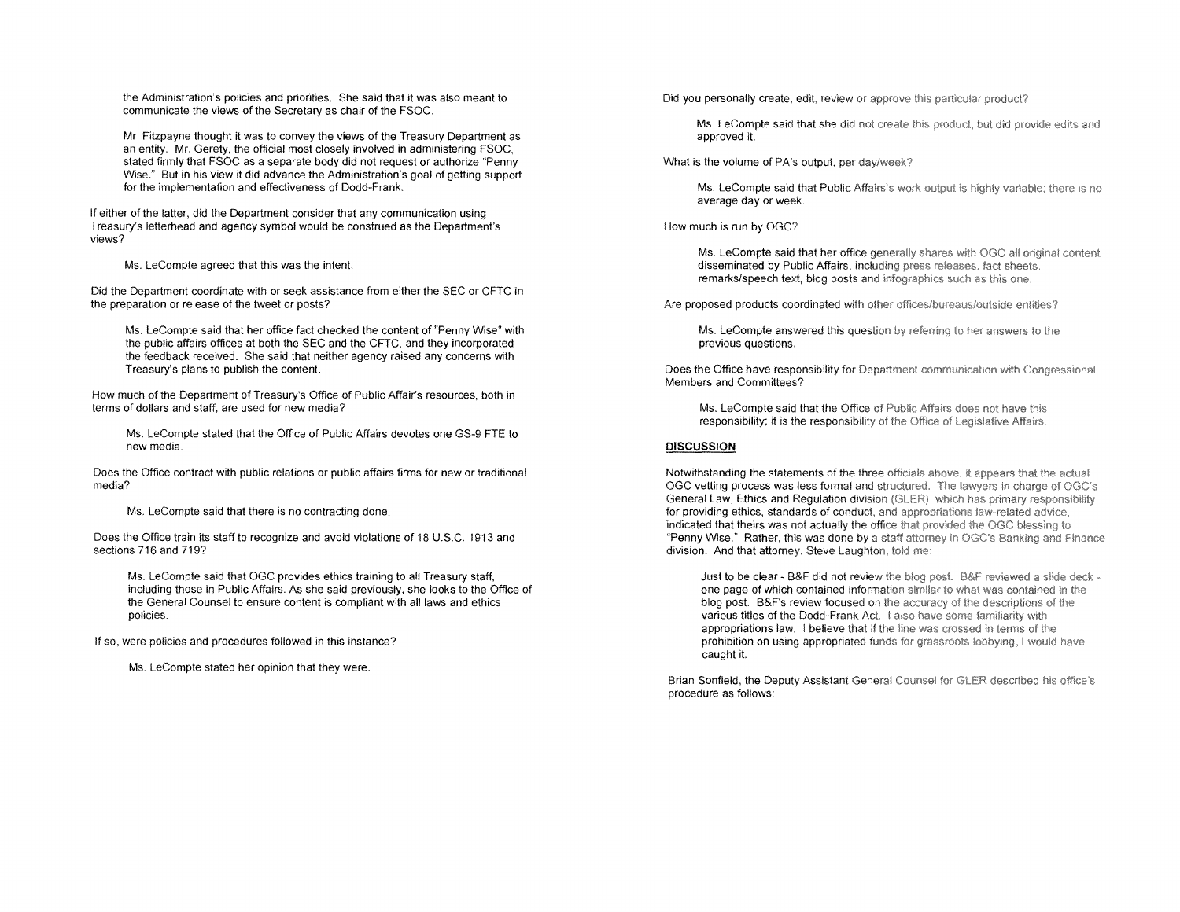the Administration's policies and priorities. She said that it was also meant to communicate the views of the Secretary as chair of the FSOC.

Mr. Fitzpayne thought it was to convey the views of the Treasury Department as an entity. Mr. Gerety, the official most closely involved in administering FSOC, stated firmly that FSOC as a separate body did not request or authorize "Penny Wise." But in his view it did advance the Administration's goal of getting support for the implementation and effectiveness of Dodd-Frank.

If either of the latter, did the Department consider that any communication using Treasury's letterhead and agency symbol would be construed as the Department's views?

Ms. LeCompte agreed that this was the intent.

Did the Department coordinate with or seek assistance from either the SEC or CFTC in the preparation or release of the tweet or posts?

Ms. LeCompte said that her office fact checked the content of "Penny Wise" with the public affairs offices at both the SEC and the CFTC, and they incorporated the feedback received. She said that neither agency raised any concerns with Treasury's plans to publish the content.

How much of the Department of Treasury's Office of Public Affair's resources, both in terms of dollars and staff, are used for new media?

Ms. LeCompte stated that the Office of Public Affairs devotes one GS-9 FTE to new media.

Does the Office contract with public relations or public affairs firms for new or traditional media?

Ms. LeCompte said that there is no contracting done.

Does the Office train its staff to recognize and avoid violations of 18 U.S.C. 1913 and sections 716 and 719?

Ms. LeCompte said that OGC provides ethics training to all Treasury staff, including those in Public Affairs. As she said previously, she looks to the Office of the General Counsel to ensure content is compliant with all laws and ethics policies.

If so, were policies and procedures followed in this instance?

Ms. LeCompte stated her opinion that they were.

Did you personally create, edit, review or approve this particular product?

Ms. LeCompte said that she did not create this product, but did provide edits and approved it.

What is the volume of PA's output, per day/week?

Ms. LeCompte said that Public Affairs's work output is highly variable; there is no average day or week.

How much is run by OGC?

Ms. LeCompte said that her office generally shares with OGC all original content disseminated by Public Affairs, including press releases, fact sheets, remarks/speech text, blog posts and infographics such as this one.

Are proposed products coordinated with other offices/bureaus/outside entities?

Ms. LeCompte answered this question by referring to her answers to the previous questions.

Does the Office have responsibility for Department communication with Congressional Members and Committees?

Ms. LeCompte said that the Office of Public Affairs does not have this responsibility; it is the responsibility of the Office of Legislative Affairs.

## DISCUSSION

Notwithstanding the statements of the three officials above, it appears that the actual OGC vetting process was less formal and structured. The lawyers in charge of OGC's General Law, Ethics and Regulation division (GLER), which has primary responsibility for providing ethics, standards of conduct, and appropriations law-related advice, indicated that theirs was not actually the office that provided the OGC blessing to "Penny Wise." Rather, this was done by a staff attorney in OGC's Banking and Finance division. And that attorney, Steve Laughton, told me:

> Just to be clear - B&F did not review the blog post. B&F reviewed a slide deck - one page of which contained information similar to what was contained in the blog post. B&F's review focused on the accuracy of the descriptions of the various titles of the Dodd-Frank Act. I also have some familiarity with appropriations law. I believe that if the line was crossed in terms of the prohibition on using appropriated funds for grassroots lobbying, I would have caught it.

Brian Sonfield, the Deputy Assistant General Counsel for GLER described his office's procedure as follows: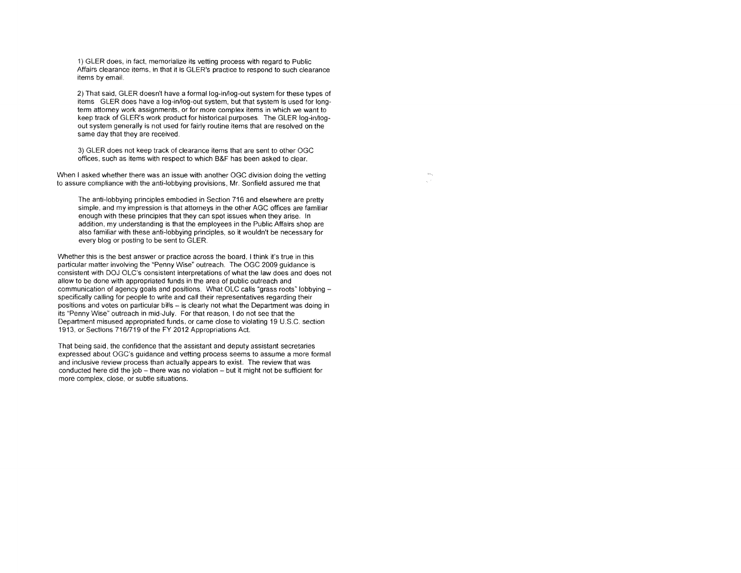1) GLER does, in fact, memorialize its vetting process with regard to Public Affairs clearance items, in that it is GLER's practice to respond to such clearance items by email.

2) That said, GLER doesn't have a formal log-in/log-out system for these types of items GLER does have a log-in/log-out system, but that system is used for long-term attorney work assignments, or for more complex items in which we want to keep track of GLER's work product for historical purposes. The GLER log-in/log-out system generally is not used for fairly routine items that are resolved on the same day that they are received.

3) GLER does not keep track of clearance items that are sent to other OGC offices, such as items with respect to which B&F has been asked to clear.

When I asked whether there was an issue with another OGC division doing the vetting to assure compliance with the anti-lobbying provisions, Mr. Sonfield assured me that

> The anti-lobbying principles embodied in Section 716 and elsewhere are pretty simple, and my impression is that attorneys in the other AGC offices are familiar enough with these principles that they can spot issues when they arise. In addition, my understanding is that the employees in the Public Affairs shop are also familiar with these anti-lobbying principles, so it wouldn't be necessary for every blog or posting to be sent to GLER.

Whether this is the best answer or practice across the board, I think it's true in this particular matter involving the "Penny Wise" outreach. The OGC 2009 guidance is consistent with DOJ OLC's consistent interpretations of what the law does and does not allow to be done with appropriated funds in the area of public outreach and communication of agency goals and positions. What OLC calls "grass roots" lobbying – specifically calling for people to write and call their representatives regarding their positions and votes on particular bills – is clearly not what the Department was doing in its "Penny Wise" outreach in mid-July. For that reason, I do not see that the Department misused appropriated funds, or came close to violating 19 U.S.C. section 1913, or Sections 716/719 of the FY 2012 Appropriations Act.

That being said, the confidence that the assistant and deputy assistant secretaries expressed about OGC's guidance and vetting process seems to assume a more formal and inclusive review process than actually appears to exist. The review that was conducted here did the job – there was no violation – but it might not be sufficient for more complex, close, or subtle situations.